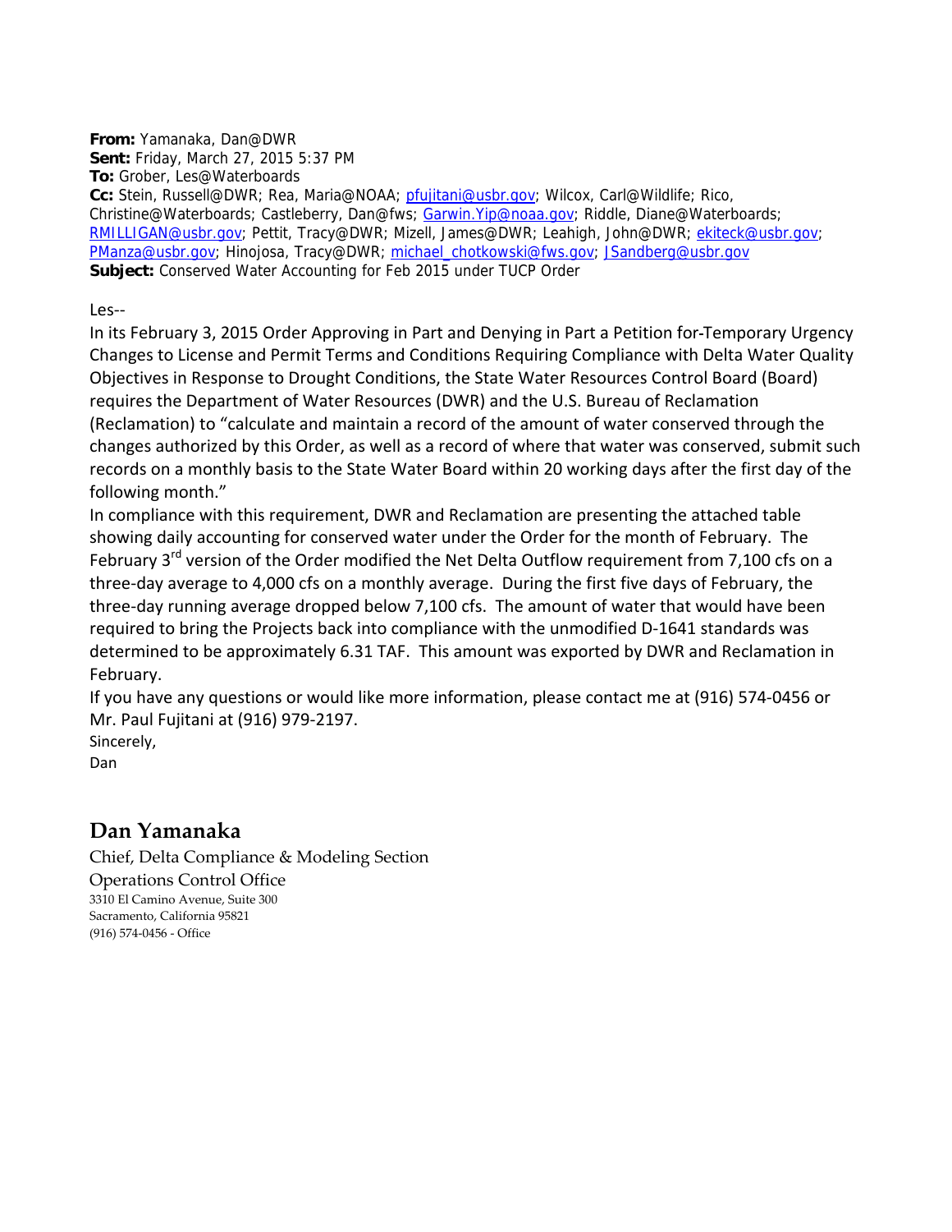**From:** Yamanaka, Dan@DWR
**Sent:** Friday, March 27, 2015 5:37 PM
**To:** Grober, Les@Waterboards
**Cc:** Stein, Russell@DWR; Rea, Maria@NOAA; pfujitani@usbr.gov; Wilcox, Carl@Wildlife; Rico, Christine@Waterboards; Castleberry, Dan@fws; Garwin.Yip@noaa.gov; Riddle, Diane@Waterboards; RMILLIGAN@usbr.gov; Pettit, Tracy@DWR; Mizell, James@DWR; Leahigh, John@DWR; ekiteck@usbr.gov; PManza@usbr.gov; Hinojosa, Tracy@DWR; michael_chotkowski@fws.gov; JSandberg@usbr.gov
**Subject:** Conserved Water Accounting for Feb 2015 under TUCP Order

Les--

In its February 3, 2015 Order Approving in Part and Denying in Part a Petition for-Temporary Urgency Changes to License and Permit Terms and Conditions Requiring Compliance with Delta Water Quality Objectives in Response to Drought Conditions, the State Water Resources Control Board (Board) requires the Department of Water Resources (DWR) and the U.S. Bureau of Reclamation (Reclamation) to "calculate and maintain a record of the amount of water conserved through the changes authorized by this Order, as well as a record of where that water was conserved, submit such records on a monthly basis to the State Water Board within 20 working days after the first day of the following month."

In compliance with this requirement, DWR and Reclamation are presenting the attached table showing daily accounting for conserved water under the Order for the month of February. The February 3rd version of the Order modified the Net Delta Outflow requirement from 7,100 cfs on a three-day average to 4,000 cfs on a monthly average. During the first five days of February, the three-day running average dropped below 7,100 cfs. The amount of water that would have been required to bring the Projects back into compliance with the unmodified D-1641 standards was determined to be approximately 6.31 TAF. This amount was exported by DWR and Reclamation in February.

If you have any questions or would like more information, please contact me at (916) 574-0456 or Mr. Paul Fujitani at (916) 979-2197.

Sincerely,

Dan

**Dan Yamanaka**

Chief, Delta Compliance & Modeling Section

Operations Control Office

3310 El Camino Avenue, Suite 300

Sacramento, California 95821

(916) 574-0456 - Office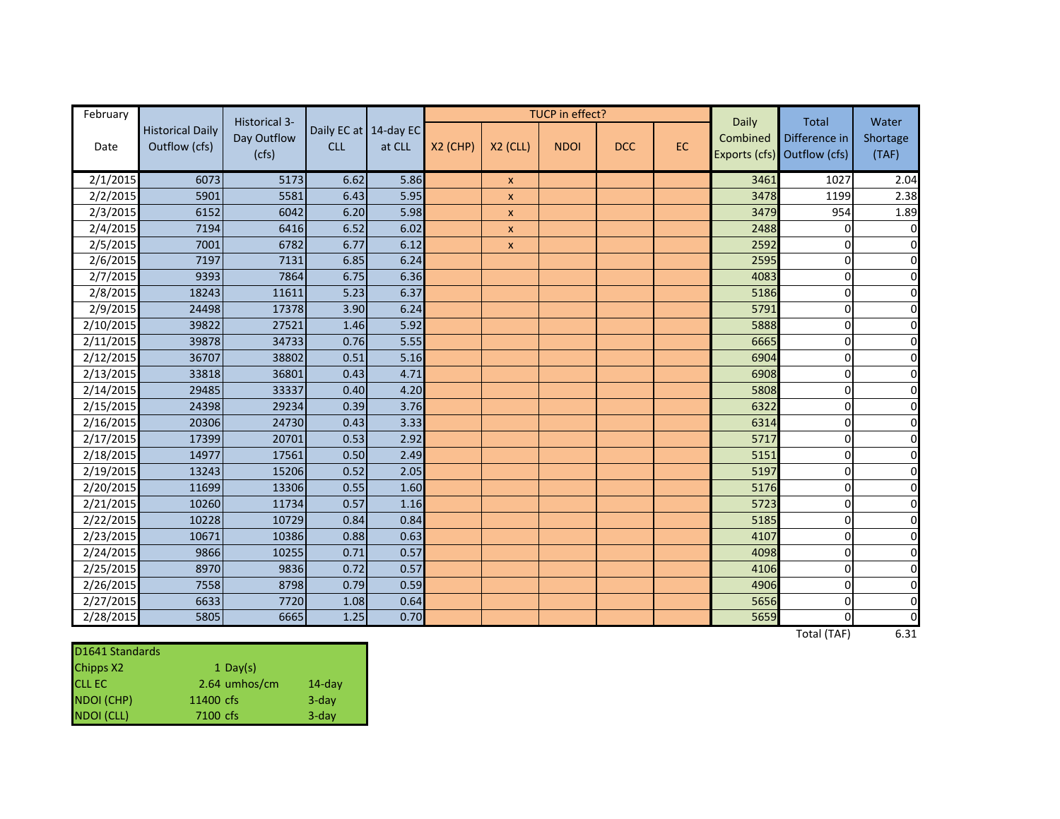| February Date | Historical Daily Outflow (cfs) | Historical 3-Day Outflow (cfs) | Daily EC at CLL | 14-day EC at CLL | TUCP in effect? | | | | | Daily Combined Exports (cfs) | Total Difference in Outflow (cfs) | Water Shortage (TAF) |
|---|---|---|---|---|---|---|---|---|---|---|---|---|
| | | | | | X2 (CHP) | X2 (CLL) | NDOI | DCC | EC | | | |
| 2/1/2015 | 6073 | 5173 | 6.62 | 5.86 | | x | | | | 3461 | 1027 | 2.04 |
| 2/2/2015 | 5901 | 5581 | 6.43 | 5.95 | | x | | | | 3478 | 1199 | 2.38 |
| 2/3/2015 | 6152 | 6042 | 6.20 | 5.98 | | x | | | | 3479 | 954 | 1.89 |
| 2/4/2015 | 7194 | 6416 | 6.52 | 6.02 | | x | | | | 2488 | 0 | 0 |
| 2/5/2015 | 7001 | 6782 | 6.77 | 6.12 | | x | | | | 2592 | 0 | 0 |
| 2/6/2015 | 7197 | 7131 | 6.85 | 6.24 | | | | | | 2595 | 0 | 0 |
| 2/7/2015 | 9393 | 7864 | 6.75 | 6.36 | | | | | | 4083 | 0 | 0 |
| 2/8/2015 | 18243 | 11611 | 5.23 | 6.37 | | | | | | 5186 | 0 | 0 |
| 2/9/2015 | 24498 | 17378 | 3.90 | 6.24 | | | | | | 5791 | 0 | 0 |
| 2/10/2015 | 39822 | 27521 | 1.46 | 5.92 | | | | | | 5888 | 0 | 0 |
| 2/11/2015 | 39878 | 34733 | 0.76 | 5.55 | | | | | | 6665 | 0 | 0 |
| 2/12/2015 | 36707 | 38802 | 0.51 | 5.16 | | | | | | 6904 | 0 | 0 |
| 2/13/2015 | 33818 | 36801 | 0.43 | 4.71 | | | | | | 6908 | 0 | 0 |
| 2/14/2015 | 29485 | 33337 | 0.40 | 4.20 | | | | | | 5808 | 0 | 0 |
| 2/15/2015 | 24398 | 29234 | 0.39 | 3.76 | | | | | | 6322 | 0 | 0 |
| 2/16/2015 | 20306 | 24730 | 0.43 | 3.33 | | | | | | 6314 | 0 | 0 |
| 2/17/2015 | 17399 | 20701 | 0.53 | 2.92 | | | | | | 5717 | 0 | 0 |
| 2/18/2015 | 14977 | 17561 | 0.50 | 2.49 | | | | | | 5151 | 0 | 0 |
| 2/19/2015 | 13243 | 15206 | 0.52 | 2.05 | | | | | | 5197 | 0 | 0 |
| 2/20/2015 | 11699 | 13306 | 0.55 | 1.60 | | | | | | 5176 | 0 | 0 |
| 2/21/2015 | 10260 | 11734 | 0.57 | 1.16 | | | | | | 5723 | 0 | 0 |
| 2/22/2015 | 10228 | 10729 | 0.84 | 0.84 | | | | | | 5185 | 0 | 0 |
| 2/23/2015 | 10671 | 10386 | 0.88 | 0.63 | | | | | | 4107 | 0 | 0 |
| 2/24/2015 | 9866 | 10255 | 0.71 | 0.57 | | | | | | 4098 | 0 | 0 |
| 2/25/2015 | 8970 | 9836 | 0.72 | 0.57 | | | | | | 4106 | 0 | 0 |
| 2/26/2015 | 7558 | 8798 | 0.79 | 0.59 | | | | | | 4906 | 0 | 0 |
| 2/27/2015 | 6633 | 7720 | 1.08 | 0.64 | | | | | | 5656 | 0 | 0 |
| 2/28/2015 | 5805 | 6665 | 1.25 | 0.70 | | | | | | 5659 | 0 | 0 |
| | | | | | | | | | | | Total (TAF) | 6.31 |

| D1641 Standards | | | |
|---|---|---|---|
| Chipps X2 | 1 | Day(s) | |
| CLL EC | 2.64 | umhos/cm | 14-day |
| NDOI (CHP) | 11400 | cfs | 3-day |
| NDOI (CLL) | 7100 | cfs | 3-day |